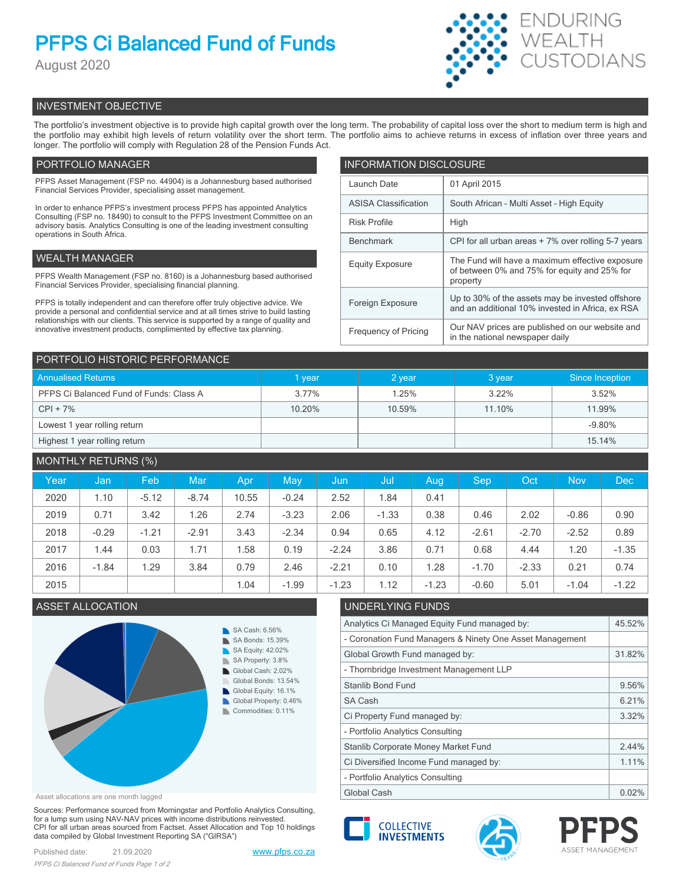# PFPS Ci Balanced Fund of Funds

August 2020

ENDURING WEALTH CUSTODIANS

## INVESTMENT OBJECTIVE

The portfolio's investment objective is to provide high capital growth over the long term. The probability of capital loss over the short to medium term is high and the portfolio may exhibit high levels of return volatility over the short term. The portfolio aims to achieve returns in excess of inflation over three years and longer. The portfolio will comply with Regulation 28 of the Pension Funds Act.

## PORTFOLIO MANAGER

PFPS Asset Management (FSP no. 44904) is a Johannesburg based authorised Financial Services Provider, specialising asset management.

In order to enhance PFPS's investment process PFPS has appointed Analytics Consulting (FSP no. 18490) to consult to the PFPS Investment Committee on an advisory basis. Analytics Consulting is one of the leading investment consulting operations in South Africa.

## WEALTH MANAGER

PFPS Wealth Management (FSP no. 8160) is a Johannesburg based authorised Financial Services Provider, specialising financial planning.

PFPS is totally independent and can therefore offer truly objective advice. We provide a personal and confidential service and at all times strive to build lasting relationships with our clients. This service is supported by a range of quality and innovative investment products, complimented by effective tax planning.

## INFORMATION DISCLOSURE

| | |
|---|---|
| Launch Date | 01 April 2015 |
| ASISA Classification | South African - Multi Asset - High Equity |
| Risk Profile | High |
| Benchmark | CPI for all urban areas + 7% over rolling 5-7 years |
| Equity Exposure | The Fund will have a maximum effective exposure of between 0% and 75% for equity and 25% for property |
| Foreign Exposure | Up to 30% of the assets may be invested offshore and an additional 10% invested in Africa, ex RSA |
| Frequency of Pricing | Our NAV prices are published on our website and in the national newspaper daily |

## PORTFOLIO HISTORIC PERFORMANCE

| Annualised Returns | 1 year | 2 year | 3 year | Since Inception |
|---|---|---|---|---|
| PFPS Ci Balanced Fund of Funds: Class A | 3.77% | 1.25% | 3.22% | 3.52% |
| CPI + 7% | 10.20% | 10.59% | 11.10% | 11.99% |
| Lowest 1 year rolling return | | | | -9.80% |
| Highest 1 year rolling return | | | | 15.14% |

## MONTHLY RETURNS (%)

| Year | Jan | Feb | Mar | Apr | May | Jun | Jul | Aug | Sep | Oct | Nov | Dec |
|---|---|---|---|---|---|---|---|---|---|---|---|---|
| 2020 | 1.10 | -5.12 | -8.74 | 10.55 | -0.24 | 2.52 | 1.84 | 0.41 | | | | |
| 2019 | 0.71 | 3.42 | 1.26 | 2.74 | -3.23 | 2.06 | -1.33 | 0.38 | 0.46 | 2.02 | -0.86 | 0.90 |
| 2018 | -0.29 | -1.21 | -2.91 | 3.43 | -2.34 | 0.94 | 0.65 | 4.12 | -2.61 | -2.70 | -2.52 | 0.89 |
| 2017 | 1.44 | 0.03 | 1.71 | 1.58 | 0.19 | -2.24 | 3.86 | 0.71 | 0.68 | 4.44 | 1.20 | -1.35 |
| 2016 | -1.84 | 1.29 | 3.84 | 0.79 | 2.46 | -2.21 | 0.10 | 1.28 | -1.70 | -2.33 | 0.21 | 0.74 |
| 2015 | | | | 1.04 | -1.99 | -1.23 | 1.12 | -1.23 | -0.60 | 5.01 | -1.04 | -1.22 |

## ASSET ALLOCATION

- SA Cash: 6.56%
- SA Bonds: 15.39%
- SA Equity: 42.02%
- SA Property: 3.8%
- Global Cash: 2.02%
- Global Bonds: 13.54%
- Global Equity: 16.1%
- Global Property: 0.46%
- Commodities: 0.11%

Asset allocations are one month lagged

## UNDERLYING FUNDS

| | |
|---|---|
| Analytics Ci Managed Equity Fund managed by: | 45.52% |
| - Coronation Fund Managers & Ninety One Asset Management | |
| Global Growth Fund managed by: | 31.82% |
| - Thornbridge Investment Management LLP | |
| Stanlib Bond Fund | 9.56% |
| SA Cash | 6.21% |
| Ci Property Fund managed by: | 3.32% |
| - Portfolio Analytics Consulting | |
| Stanlib Corporate Money Market Fund | 2.44% |
| Ci Diversified Income Fund managed by: | 1.11% |
| - Portfolio Analytics Consulting | |
| Global Cash | 0.02% |

Sources: Performance sourced from Morningstar and Portfolio Analytics Consulting, for a lump sum using NAV-NAV prices with income distributions reinvested. CPI for all urban areas sourced from Factset. Asset Allocation and Top 10 holdings data compiled by Global Investment Reporting SA ("GIRSA")

Published date: 21.09.2020 www.pfps.co.za

COLLECTIVE INVESTMENTS

PFPS ASSET MANAGEMENT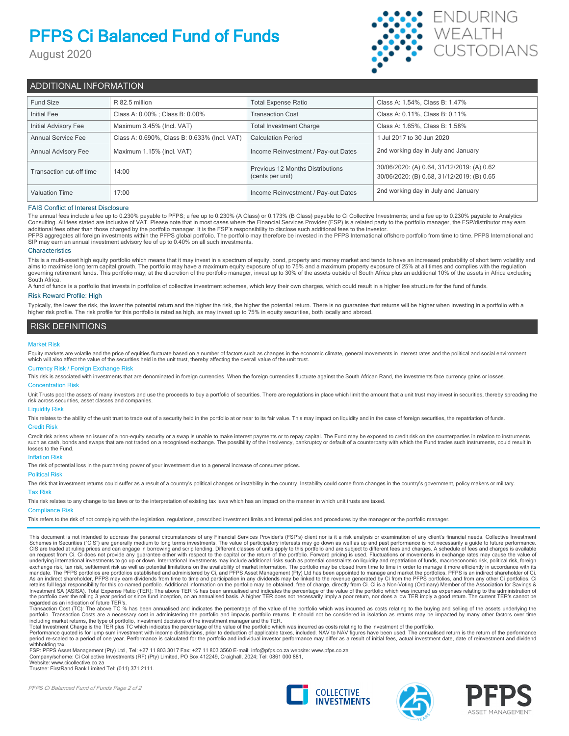# PFPS Ci Balanced Fund of Funds

August 2020

ENDURING WEALTH CUSTODIANS

## ADDITIONAL INFORMATION

| | | | |
|---|---|---|---|
| Fund Size | R 82.5 million | Total Expense Ratio | Class A: 1.54%, Class B: 1.47% |
| Initial Fee | Class A: 0.00% ; Class B: 0.00% | Transaction Cost | Class A: 0.11%, Class B: 0.11% |
| Initial Advisory Fee | Maximum 3.45% (Incl. VAT) | Total Investment Charge | Class A: 1.65%, Class B: 1.58% |
| Annual Service Fee | Class A: 0.690%, Class B: 0.633% (Incl. VAT) | Calculation Period | 1 Jul 2017 to 30 Jun 2020 |
| Annual Advisory Fee | Maximum 1.15% (incl. VAT) | Income Reinvestment / Pay-out Dates | 2nd working day in July and January |
| Transaction cut-off time | 14:00 | Previous 12 Months Distributions (cents per unit) | 30/06/2020: (A) 0.64, 31/12/2019: (A) 0.62<br>30/06/2020: (B) 0.68, 31/12/2019: (B) 0.65 |
| Valuation Time | 17:00 | Income Reinvestment / Pay-out Dates | 2nd working day in July and January |

### FAIS Conflict of Interest Disclosure

The annual fees include a fee up to 0.230% payable to PFPS; a fee up to 0.230% (A Class) or 0.173% (B Class) payable to Ci Collective Investments; and a fee up to 0.230% payable to Analytics Consulting. All fees stated are inclusive of VAT. Please note that in most cases where the Financial Services Provider (FSP) is a related party to the portfolio manager, the FSP/distributor may earn additional fees other than those charged by the portfolio manager. It is the FSP's responsibility to disclose such additional fees to the investor.
PFPS aggregates all foreign investments within the PFPS global portfolio. The portfolio may therefore be invested in the PFPS International offshore portfolio from time to time. PFPS International and SIP may earn an annual investment advisory fee of up to 0.40% on all such investments.

### Characteristics

This is a multi-asset high equity portfolio which means that it may invest in a spectrum of equity, bond, property and money market and tends to have an increased probability of short term volatility and aims to maximise long term capital growth. The portfolio may have a maximum equity exposure of up to 75% and a maximum property exposure of 25% at all times and complies with the regulation governing retirement funds. This portfolio may, at the discretion of the portfolio manager, invest up to 30% of the assets outside of South Africa plus an additional 10% of the assets in Africa excluding South Africa.
A fund of funds is a portfolio that invests in portfolios of collective investment schemes, which levy their own charges, which could result in a higher fee structure for the fund of funds.

### Risk Reward Profile: High

Typically, the lower the risk, the lower the potential return and the higher the risk, the higher the potential return. There is no guarantee that returns will be higher when investing in a portfolio with a higher risk profile. The risk profile for this portfolio is rated as high, as may invest up to 75% in equity securities, both locally and abroad.

## RISK DEFINITIONS

### Market Risk

Equity markets are volatile and the price of equities fluctuate based on a number of factors such as changes in the economic climate, general movements in interest rates and the political and social environment which will also affect the value of the securities held in the unit trust, thereby affecting the overall value of the unit trust.

### Currency Risk / Foreign Exchange Risk

This risk is associated with investments that are denominated in foreign currencies. When the foreign currencies fluctuate against the South African Rand, the investments face currency gains or losses.

### Concentration Risk

Unit Trusts pool the assets of many investors and use the proceeds to buy a portfolio of securities. There are regulations in place which limit the amount that a unit trust may invest in securities, thereby spreading the risk across securities, asset classes and companies.

### Liquidity Risk

This relates to the ability of the unit trust to trade out of a security held in the portfolio at or near to its fair value. This may impact on liquidity and in the case of foreign securities, the repatriation of funds.

### Credit Risk

Credit risk arises where an issuer of a non-equity security or a swap is unable to make interest payments or to repay capital. The Fund may be exposed to credit risk on the counterparties in relation to instruments such as cash, bonds and swaps that are not traded on a recognised exchange. The possibility of the insolvency, bankruptcy or default of a counterparty with which the Fund trades such instruments, could result in losses to the Fund.

### Inflation Risk

The risk of potential loss in the purchasing power of your investment due to a general increase of consumer prices.

### Political Risk

The risk that investment returns could suffer as a result of a country's political changes or instability in the country. Instability could come from changes in the country's government, policy makers or military.

### Tax Risk

This risk relates to any change to tax laws or to the interpretation of existing tax laws which has an impact on the manner in which unit trusts are taxed.

### Compliance Risk

This refers to the risk of not complying with the legislation, regulations, prescribed investment limits and internal policies and procedures by the manager or the portfolio manager.

This document is not intended to address the personal circumstances of any Financial Services Provider's (FSP's) client nor is it a risk analysis or examination of any client's financial needs. Collective Investment Schemes in Securities ("CIS") are generally medium to long terms investments. The value of participatory interests may go down as well as up and past performance is not necessarily a guide to future performance. CIS are traded at ruling prices and can engage in borrowing and scrip lending. Different classes of units apply to this portfolio and are subject to different fees and charges. A schedule of fees and charges is available on request from Ci. Ci does not provide any guarantee either with respect to the capital or the return of the portfolio. Forward pricing is used. Fluctuations or movements in exchange rates may cause the value of underlying international investments to go up or down. International Investments may include additional risks such as potential constraints on liquidity and repatriation of funds, macroeconomic risk, political risk, foreign exchange risk, tax risk, settlement risk as well as potential limitations on the availability of market information. The portfolio may be closed from time to time in order to manage it more efficiently in accordance with its mandate. The PFPS portfolios are portfolios established and administered by Ci, and PFPS Asset Management (Pty) Ltd has been appointed to manage and market the portfolios. PFPS is an indirect shareholder of Ci. As an indirect shareholder, PFPS may earn dividends from time to time and participation in any dividends may be linked to the revenue generated by Ci from the PFPS portfolios, and from any other Ci portfolios. Ci retains full legal responsibility for this co-named portfolio. Additional information on the portfolio may be obtained, free of charge, directly from Ci. Ci is a Non-Voting (Ordinary) Member of the Association for Savings & Investment SA (ASISA). Total Expense Ratio (TER): The above TER % has been annualised and indicates the percentage of the value of the portfolio which was incurred as expenses relating to the administration of the portfolio over the rolling 3 year period or since fund inception, on an annualised basis. A higher TER does not necessarily imply a poor return, nor does a low TER imply a good return. The current TER's cannot be regarded as an indication of future TER's.
Transaction Cost (TC): The above TC % has been annualised and indicates the percentage of the value of the portfolio which was incurred as costs relating to the buying and selling of the assets underlying the portfolio. Transaction Costs are a necessary cost in administering the portfolio and impacts portfolio returns. It should not be considered in isolation as returns may be impacted by many other factors over time including market returns, the type of portfolio, investment decisions of the investment manager and the TER.
Total Investment Charge is the TER plus TC which indicates the percentage of the value of the portfolio which was incurred as costs relating to the investment of the portfolio.
Performance quoted is for lump sum investment with income distributions, prior to deduction of applicable taxes, included. NAV to NAV figures have been used. The annualised return is the return of the performance period re-scaled to a period of one year. Performance is calculated for the portfolio and individual investor performance may differ as a result of initial fees, actual investment date, date of reinvestment and dividend withholding tax.
FSP: PFPS Asset Management (Pty) Ltd , Tel: +27 11 803 3017 Fax: +27 11 803 3560 E-mail: info@pfps.co.za website: www.pfps.co.za
Company/scheme: Ci Collective Investments (RF) (Pty) Limited, PO Box 412249, Craighall, 2024; Tel: 0861 000 881,
Website: www.cicollective.co.za
Trustee: FirstRand Bank Limited Tel: (011) 371 2111.